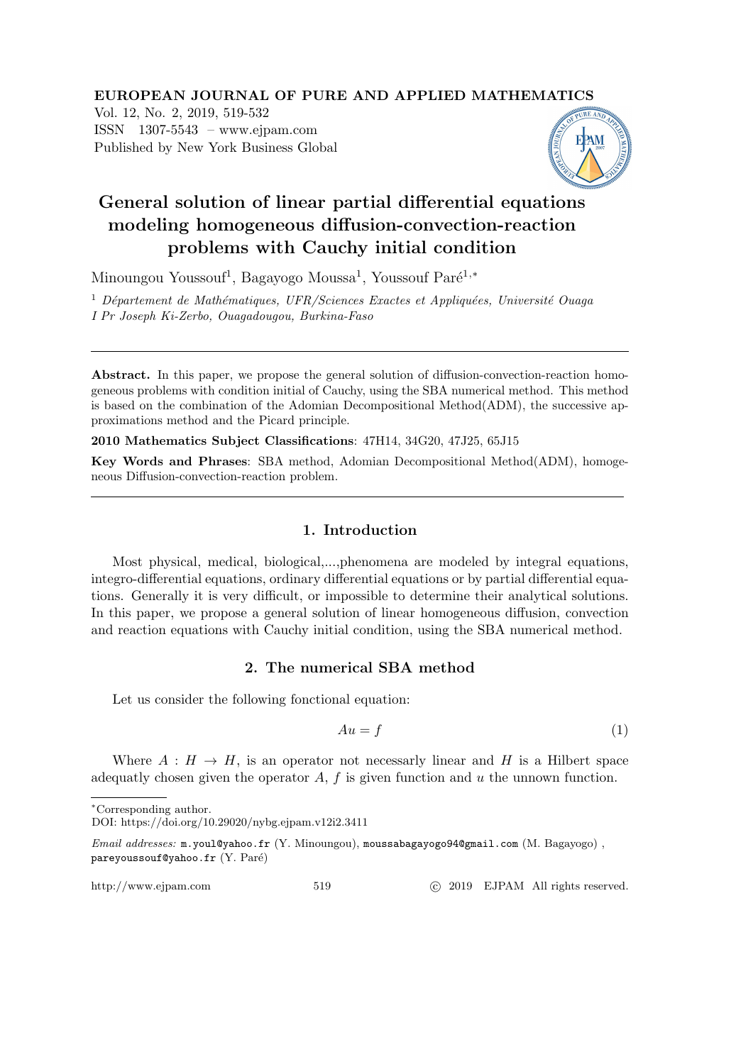# General solution of linear partial differential equations modeling homogeneous diffusion-convection-reaction problems with Cauchy initial condition

Minoungou Youssouf[1], Bagayogo Moussa[1], Youssouf Paré[1,*]

[1] *Département de Mathématiques, UFR/Sciences Exactes et Appliquées, Université Ouaga I Pr Joseph Ki-Zerbo, Ouagadougou, Burkina-Faso*

---

**Abstract.** In this paper, we propose the general solution of diffusion-convection-reaction homogeneous problems with condition initial of Cauchy, using the SBA numerical method. This method is based on the combination of the Adomian Decompositional Method(ADM), the successive approximations method and the Picard principle.

**2010 Mathematics Subject Classifications**: 47H14, 34G20, 47J25, 65J15

**Key Words and Phrases**: SBA method, Adomian Decompositional Method(ADM), homogeneous Diffusion-convection-reaction problem.

---

## 1. Introduction

Most physical, medical, biological,...,phenomena are modeled by integral equations, integro-differential equations, ordinary differential equations or by partial differential equations. Generally it is very difficult, or impossible to determine their analytical solutions. In this paper, we propose a general solution of linear homogeneous diffusion, convection and reaction equations with Cauchy initial condition, using the SBA numerical method.

## 2. The numerical SBA method

Let us consider the following fonctional equation:

$$Au = f \tag{1}$$

Where $A : H \rightarrow H$, is an operator not necessary linear and $H$ is a Hilbert space adequatly chosen given the operator $A$, $f$ is given function and $u$ the unnown function.

---

*Corresponding author.

DOI: https://doi.org/10.29020/nybg.ejpam.v12i2.3411

*Email addresses:* m.youl@yahoo.fr (Y. Minoungou), moussabagayogo94@gmail.com (M. Bagayogo), pareyoussouf@yahoo.fr (Y. Paré)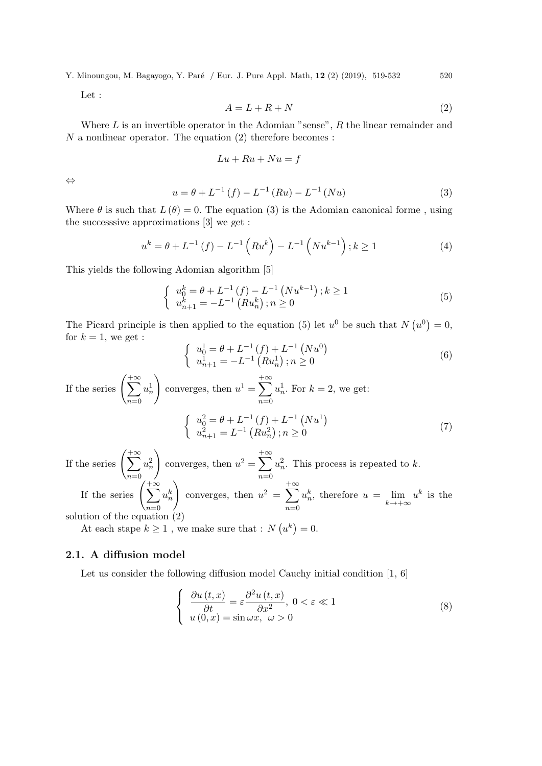Let :

$$A = L + R + N \tag{2}$$

Where $L$ is an invertible operator in the Adomian "sense", $R$ the linear remainder and $N$ a nonlinear operator. The equation (2) therefore becomes :

$$Lu + Ru + Nu = f$$

$\Leftrightarrow$

$$u = \theta + L^{-1}(f) - L^{-1}(Ru) - L^{-1}(Nu) \tag{3}$$

Where $\theta$ is such that $L(\theta) = 0$. The equation (3) is the Adomian canonical forme , using the successsive approximations [3] we get :

$$u^k = \theta + L^{-1}(f) - L^{-1}\left(Ru^k\right) - L^{-1}\left(Nu^{k-1}\right); k \geq 1 \tag{4}$$

This yields the following Adomian algorithm [5]

$$\begin{cases} u_0^k = \theta + L^{-1}(f) - L^{-1}\left(Nu^{k-1}\right); k \geq 1 \\ u_{n+1}^k = -L^{-1}\left(Ru_n^k\right); n \geq 0 \end{cases} \tag{5}$$

The Picard principle is then applied to the equation (5) let $u^0$ be such that $N\left(u^0\right) = 0$, for $k = 1$, we get :

$$\begin{cases} u_0^1 = \theta + L^{-1}(f) + L^{-1}\left(Nu^0\right) \\ u_{n+1}^1 = -L^{-1}\left(Ru_n^1\right); n \geq 0 \end{cases} \tag{6}$$

If the series $\left(\sum_{n=0}^{+\infty} u_n^1\right)$ converges, then $u^1 = \sum_{n=0}^{+\infty} u_n^1$. For $k = 2$, we get:

$$\begin{cases} u_0^2 = \theta + L^{-1}(f) + L^{-1}\left(Nu^1\right) \\ u_{n+1}^2 = L^{-1}\left(Ru_n^2\right); n \geq 0 \end{cases} \tag{7}$$

If the series $\left(\sum_{n=0}^{+\infty} u_n^2\right)$ converges, then $u^2 = \sum_{n=0}^{+\infty} u_n^2$. This process is repeated to $k$.

If the series $\left(\sum_{n=0}^{+\infty} u_n^k\right)$ converges, then $u^2 = \sum_{n=0}^{+\infty} u_n^k$, therefore $u = \lim_{k \to +\infty} u^k$ is the solution of the equation (2)

At each stape $k \geq 1$ , we make sure that : $N\left(u^k\right) = 0$.

## 2.1. A diffusion model

Let us consider the following diffusion model Cauchy initial condition [1, 6]

$$\begin{cases} \dfrac{\partial u(t,x)}{\partial t} = \varepsilon \dfrac{\partial^2 u(t,x)}{\partial x^2}, \ 0 < \varepsilon \ll 1 \\ u(0,x) = \sin \omega x, \ \omega > 0 \end{cases} \tag{8}$$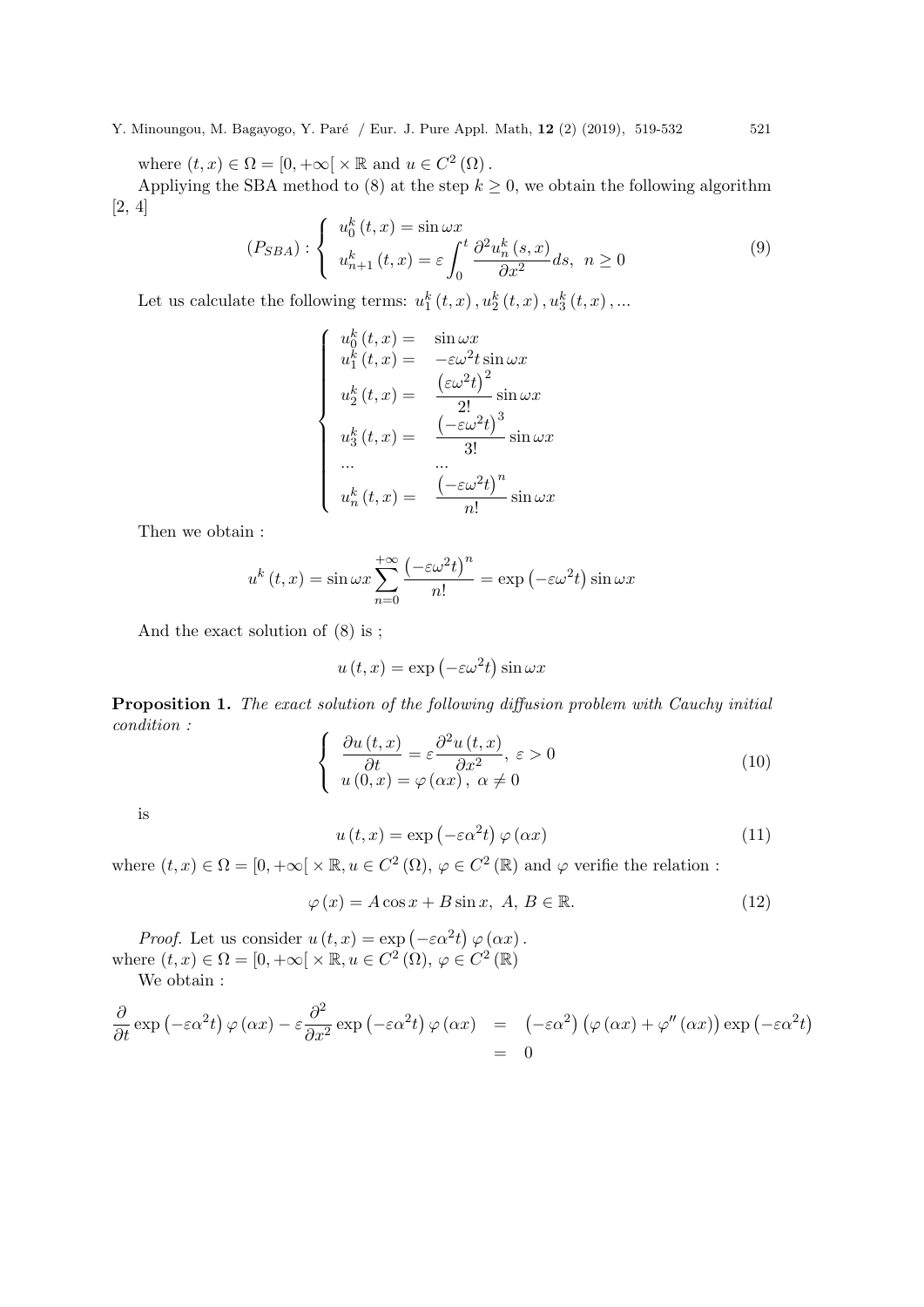where $(t,x) \in \Omega = [0,+\infty[ \times \mathbb{R}$ and $u \in C^2(\Omega)$.

Appliying the SBA method to (8) at the step $k \geq 0$, we obtain the following algorithm [2, 4]

$$(P_{SBA}) : \left\{ \begin{array}{l} u_0^k(t,x) = \sin \omega x \\ u_{n+1}^k(t,x) = \varepsilon \displaystyle\int_0^t \frac{\partial^2 u_n^k(s,x)}{\partial x^2} ds, \ n \geq 0 \end{array} \right. \tag{9}$$

Let us calculate the following terms: $u_1^k(t,x), u_2^k(t,x), u_3^k(t,x), ...$

$$\left\{ \begin{array}{ll} u_0^k(t,x) = & \sin \omega x \\ u_1^k(t,x) = & -\varepsilon \omega^2 t \sin \omega x \\ u_2^k(t,x) = & \dfrac{(\varepsilon \omega^2 t)^2}{2!} \sin \omega x \\ u_3^k(t,x) = & \dfrac{(-\varepsilon \omega^2 t)^3}{3!} \sin \omega x \\ ... & ... \\ u_n^k(t,x) = & \dfrac{(-\varepsilon \omega^2 t)^n}{n!} \sin \omega x \end{array} \right.$$

Then we obtain :

$$u^k(t,x) = \sin \omega x \sum_{n=0}^{+\infty} \frac{(-\varepsilon \omega^2 t)^n}{n!} = \exp(-\varepsilon \omega^2 t) \sin \omega x$$

And the exact solution of (8) is ;

$$u(t,x) = \exp(-\varepsilon \omega^2 t) \sin \omega x$$

**Proposition 1.** *The exact solution of the following diffusion problem with Cauchy initial condition :*

$$\left\{ \begin{array}{l} \dfrac{\partial u(t,x)}{\partial t} = \varepsilon \dfrac{\partial^2 u(t,x)}{\partial x^2}, \ \varepsilon > 0 \\ u(0,x) = \varphi(\alpha x), \ \alpha \neq 0 \end{array} \right. \tag{10}$$

is

$$u(t,x) = \exp(-\varepsilon \alpha^2 t) \varphi(\alpha x) \tag{11}$$

where $(t,x) \in \Omega = [0,+\infty[ \times \mathbb{R}, u \in C^2(\Omega), \varphi \in C^2(\mathbb{R})$ and $\varphi$ verifie the relation :

$$\varphi(x) = A \cos x + B \sin x, \ A, B \in \mathbb{R}. \tag{12}$$

*Proof.* Let us consider $u(t,x) = \exp(-\varepsilon \alpha^2 t) \varphi(\alpha x)$.
where $(t,x) \in \Omega = [0,+\infty[ \times \mathbb{R}, u \in C^2(\Omega), \varphi \in C^2(\mathbb{R})$

We obtain :

$$\begin{array}{rcl} \dfrac{\partial}{\partial t} \exp(-\varepsilon \alpha^2 t) \varphi(\alpha x) - \varepsilon \dfrac{\partial^2}{\partial x^2} \exp(-\varepsilon \alpha^2 t) \varphi(\alpha x) & = & (-\varepsilon \alpha^2)(\varphi(\alpha x) + \varphi''(\alpha x)) \exp(-\varepsilon \alpha^2 t) \\ & = & 0 \end{array}$$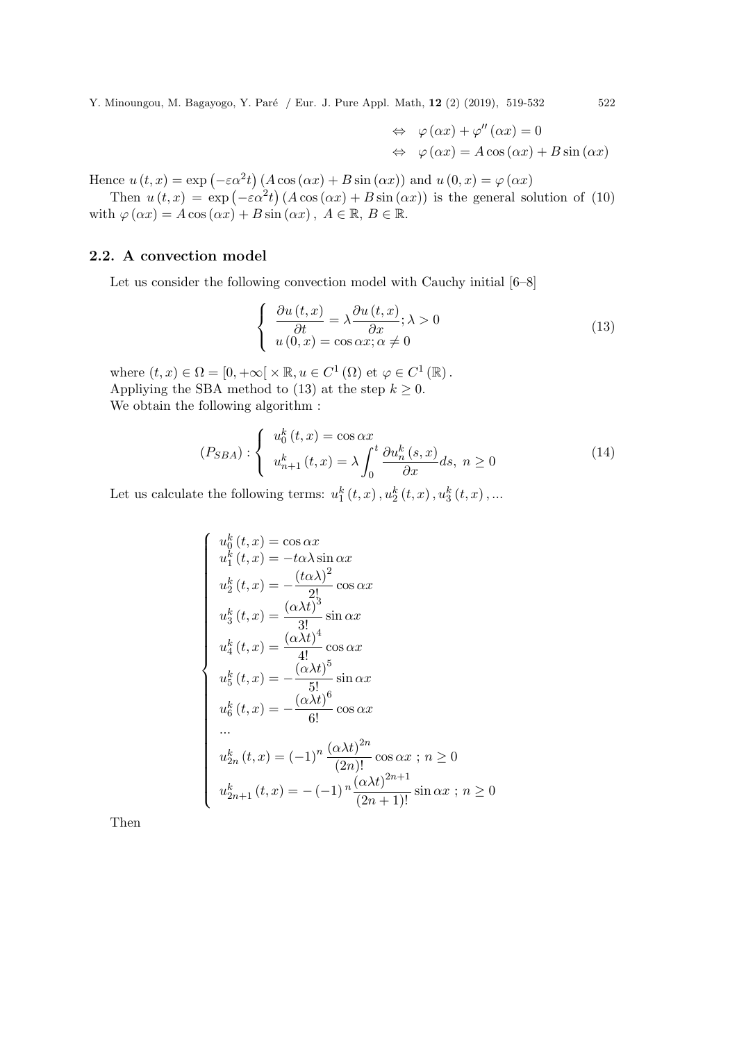$$\Leftrightarrow \quad \varphi(\alpha x) + \varphi''(\alpha x) = 0$$

$$\Leftrightarrow \quad \varphi(\alpha x) = A\cos(\alpha x) + B\sin(\alpha x)$$

Hence $u(t,x) = \exp\left(-\varepsilon\alpha^2 t\right)\left(A\cos(\alpha x) + B\sin(\alpha x)\right)$ and $u(0,x) = \varphi(\alpha x)$

Then $u(t,x) = \exp\left(-\varepsilon\alpha^2 t\right)\left(A\cos(\alpha x) + B\sin(\alpha x)\right)$ is the general solution of (10) with $\varphi(\alpha x) = A\cos(\alpha x) + B\sin(\alpha x)$, $A \in \mathbb{R}$, $B \in \mathbb{R}$.

## 2.2. A convection model

Let us consider the following convection model with Cauchy initial [6–8]

$$\left\{ \begin{array}{l} \dfrac{\partial u(t,x)}{\partial t} = \lambda \dfrac{\partial u(t,x)}{\partial x}; \lambda > 0 \\ u(0,x) = \cos\alpha x; \alpha \neq 0 \end{array} \right. \tag{13}$$

where $(t,x) \in \Omega = [0,+\infty[ \times \mathbb{R}, u \in C^1(\Omega)$ et $\varphi \in C^1(\mathbb{R})$.
Appliying the SBA method to (13) at the step $k \geq 0$.
We obtain the following algorithm :

$$(P_{SBA}) : \left\{ \begin{array}{l} u_0^k(t,x) = \cos\alpha x \\ u_{n+1}^k(t,x) = \lambda \displaystyle\int_0^t \frac{\partial u_n^k(s,x)}{\partial x} ds, \ n \geq 0 \end{array} \right. \tag{14}$$

Let us calculate the following terms: $u_1^k(t,x), u_2^k(t,x), u_3^k(t,x), ...$

$$\left\{ \begin{array}{l} u_0^k(t,x) = \cos\alpha x \\ u_1^k(t,x) = -t\alpha\lambda\sin\alpha x \\ u_2^k(t,x) = -\dfrac{(t\alpha\lambda)^2}{2!}\cos\alpha x \\ u_3^k(t,x) = \dfrac{(\alpha\lambda t)^3}{3!}\sin\alpha x \\ u_4^k(t,x) = \dfrac{(\alpha\lambda t)^4}{4!}\cos\alpha x \\ u_5^k(t,x) = -\dfrac{(\alpha\lambda t)^5}{5!}\sin\alpha x \\ u_6^k(t,x) = -\dfrac{(\alpha\lambda t)^6}{6!}\cos\alpha x \\ ... \\ u_{2n}^k(t,x) = (-1)^n \dfrac{(\alpha\lambda t)^{2n}}{(2n)!}\cos\alpha x \ ; \ n \geq 0 \\ u_{2n+1}^k(t,x) = -(-1)^n \dfrac{(\alpha\lambda t)^{2n+1}}{(2n+1)!}\sin\alpha x \ ; \ n \geq 0 \end{array} \right.$$

Then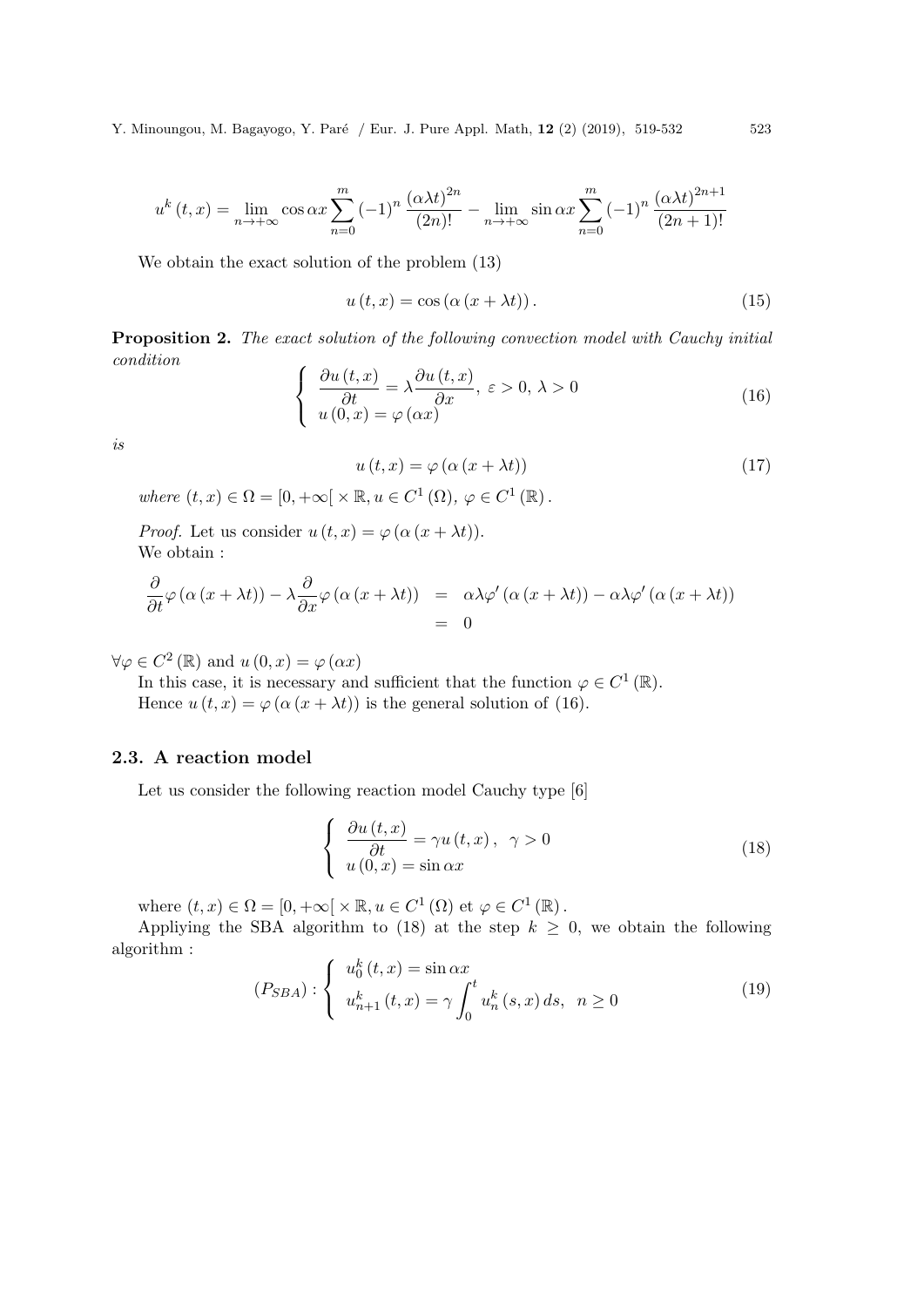$$u^k(t,x) = \lim_{n\to+\infty} \cos\alpha x \sum_{n=0}^{m} (-1)^n \frac{(\alpha\lambda t)^{2n}}{(2n)!} - \lim_{n\to+\infty} \sin\alpha x \sum_{n=0}^{m} (-1)^n \frac{(\alpha\lambda t)^{2n+1}}{(2n+1)!}$$

We obtain the exact solution of the problem (13)

$$u(t,x) = \cos(\alpha(x+\lambda t)). \tag{15}$$

**Proposition 2.** *The exact solution of the following convection model with Cauchy initial condition*

$$\begin{cases} \dfrac{\partial u(t,x)}{\partial t} = \lambda \dfrac{\partial u(t,x)}{\partial x}, \ \varepsilon > 0, \ \lambda > 0 \\ u(0,x) = \varphi(\alpha x) \end{cases} \tag{16}$$

*is*

$$u(t,x) = \varphi(\alpha(x+\lambda t)) \tag{17}$$

*where* $(t,x) \in \Omega = [0,+\infty[ \times \mathbb{R}, u \in C^1(\Omega), \varphi \in C^1(\mathbb{R})$.

*Proof.* Let us consider $u(t,x) = \varphi(\alpha(x+\lambda t))$.
We obtain :

$$\begin{aligned} \frac{\partial}{\partial t}\varphi(\alpha(x+\lambda t)) - \lambda \frac{\partial}{\partial x}\varphi(\alpha(x+\lambda t)) &= \alpha\lambda\varphi'(\alpha(x+\lambda t)) - \alpha\lambda\varphi'(\alpha(x+\lambda t)) \\ &= 0 \end{aligned}$$

$\forall \varphi \in C^2(\mathbb{R})$ and $u(0,x) = \varphi(\alpha x)$

In this case, it is necessary and sufficient that the function $\varphi \in C^1(\mathbb{R})$.

Hence $u(t,x) = \varphi(\alpha(x+\lambda t))$ is the general solution of (16).

### 2.3. A reaction model

Let us consider the following reaction model Cauchy type [6]

$$\begin{cases} \dfrac{\partial u(t,x)}{\partial t} = \gamma u(t,x), \ \ \gamma > 0 \\ u(0,x) = \sin\alpha x \end{cases} \tag{18}$$

where $(t,x) \in \Omega = [0,+\infty[ \times \mathbb{R}, u \in C^1(\Omega)$ et $\varphi \in C^1(\mathbb{R})$.

Appliying the SBA algorithm to (18) at the step $k \geq 0$, we obtain the following algorithm :

$$(P_{SBA}) : \begin{cases} u_0^k(t,x) = \sin\alpha x \\ u_{n+1}^k(t,x) = \gamma \displaystyle\int_0^t u_n^k(s,x)\,ds, \ \ n \geq 0 \end{cases} \tag{19}$$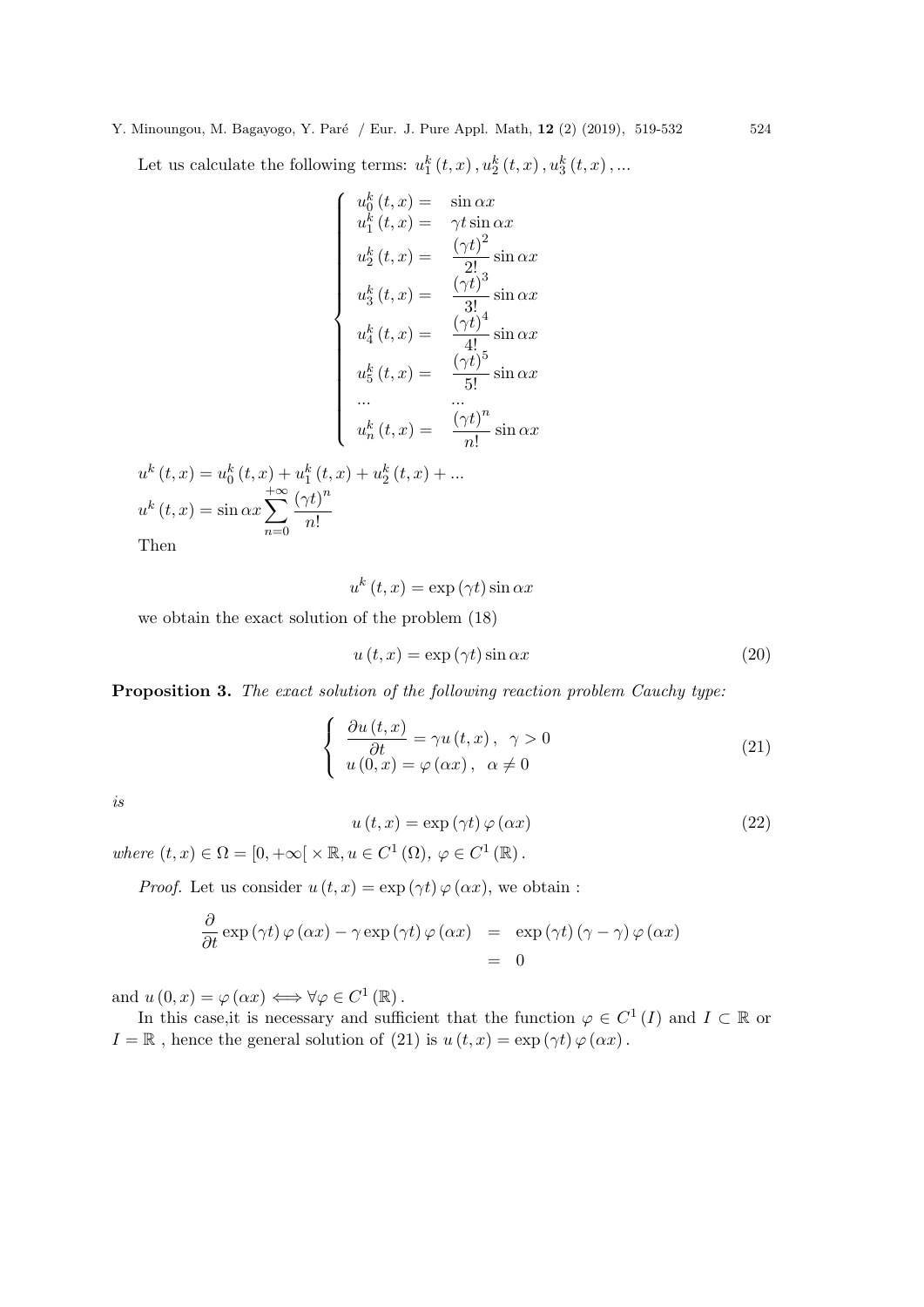Let us calculate the following terms: $u_1^k(t,x), u_2^k(t,x), u_3^k(t,x), ...$

$$
\left\{
\begin{array}{ll}
u_0^k(t,x) = & \sin \alpha x \\
u_1^k(t,x) = & \gamma t \sin \alpha x \\
u_2^k(t,x) = & \dfrac{(\gamma t)^2}{2!} \sin \alpha x \\
u_3^k(t,x) = & \dfrac{(\gamma t)^3}{3!} \sin \alpha x \\
u_4^k(t,x) = & \dfrac{(\gamma t)^4}{4!} \sin \alpha x \\
u_5^k(t,x) = & \dfrac{(\gamma t)^5}{5!} \sin \alpha x \\
... & ... \\
u_n^k(t,x) = & \dfrac{(\gamma t)^n}{n!} \sin \alpha x
\end{array}
\right.
$$

$u^k(t,x) = u_0^k(t,x) + u_1^k(t,x) + u_2^k(t,x) + ...$

$u^k(t,x) = \sin \alpha x \sum_{n=0}^{+\infty} \dfrac{(\gamma t)^n}{n!}$

Then

$$
u^k(t,x) = \exp(\gamma t) \sin \alpha x
$$

we obtain the exact solution of the problem (18)

$$
u(t,x) = \exp(\gamma t) \sin \alpha x \tag{20}
$$

**Proposition 3.** *The exact solution of the following reaction problem Cauchy type:*

$$
\left\{
\begin{array}{l}
\dfrac{\partial u(t,x)}{\partial t} = \gamma u(t,x), \quad \gamma > 0 \\
u(0,x) = \varphi(\alpha x), \quad \alpha \neq 0
\end{array}
\right. \tag{21}
$$

*is*

$$
u(t,x) = \exp(\gamma t) \varphi(\alpha x) \tag{22}
$$

*where* $(t,x) \in \Omega = [0, +\infty[ \times \mathbb{R}, u \in C^1(\Omega), \varphi \in C^1(\mathbb{R})$.

*Proof.* Let us consider $u(t,x) = \exp(\gamma t) \varphi(\alpha x)$, we obtain :

$$
\begin{aligned}
\frac{\partial}{\partial t} \exp(\gamma t) \varphi(\alpha x) - \gamma \exp(\gamma t) \varphi(\alpha x) &= \exp(\gamma t)(\gamma - \gamma) \varphi(\alpha x) \\
&= 0
\end{aligned}
$$

and $u(0,x) = \varphi(\alpha x) \Longleftrightarrow \forall \varphi \in C^1(\mathbb{R})$.

In this case,it is necessary and sufficient that the function $\varphi \in C^1(I)$ and $I \subset \mathbb{R}$ or $I = \mathbb{R}$ , hence the general solution of (21) is $u(t,x) = \exp(\gamma t) \varphi(\alpha x)$.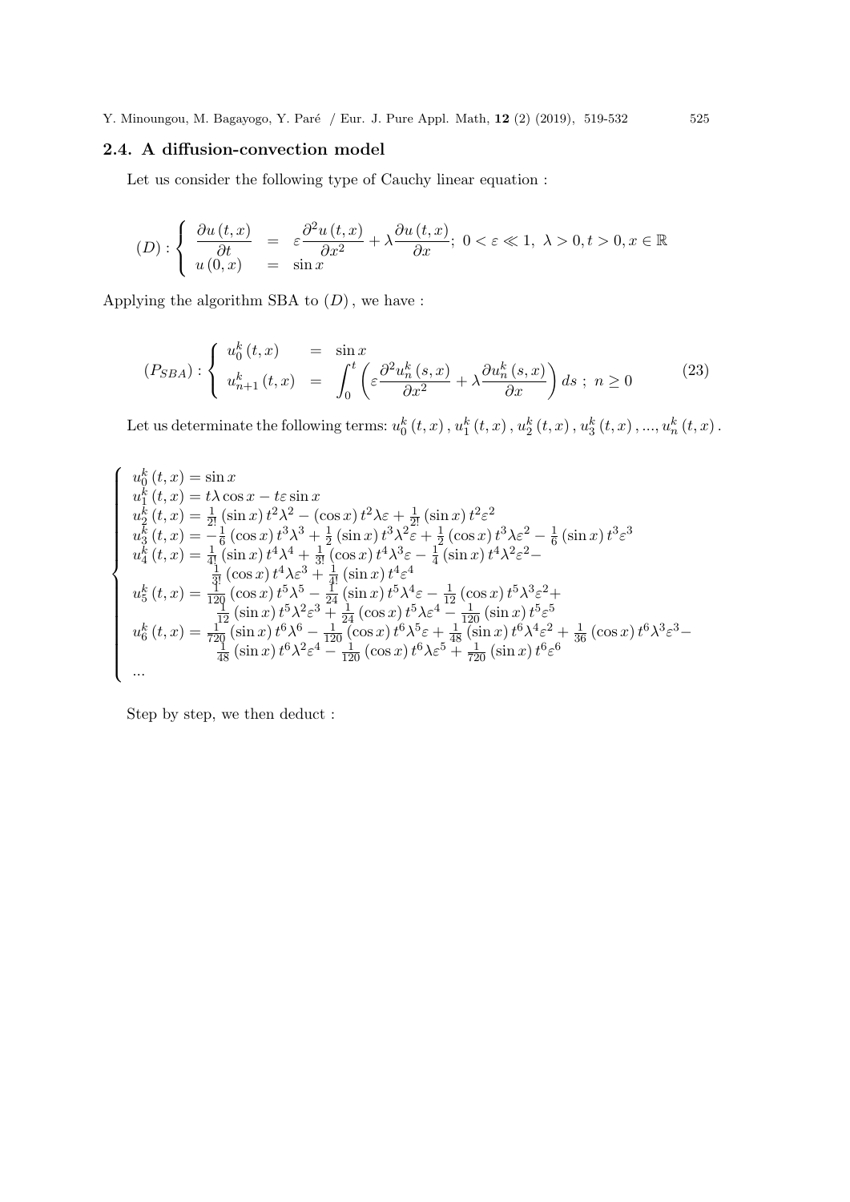### 2.4. A diffusion-convection model

Let us consider the following type of Cauchy linear equation :

$$
(D):\begin{cases} \dfrac{\partial u(t,x)}{\partial t} & = \varepsilon \dfrac{\partial^2 u(t,x)}{\partial x^2} + \lambda \dfrac{\partial u(t,x)}{\partial x};\ 0<\varepsilon \ll 1,\ \lambda>0, t>0, x\in\mathbb{R} \\ u(0,x) & = \sin x \end{cases}
$$

Applying the algorithm SBA to $(D)$, we have :

$$
(P_{SBA}):\begin{cases} u_0^k(t,x) & = \sin x \\ u_{n+1}^k(t,x) & = \displaystyle\int_0^t \left( \varepsilon \frac{\partial^2 u_n^k(s,x)}{\partial x^2} + \lambda \frac{\partial u_n^k(s,x)}{\partial x} \right) ds\ ;\ n\geq 0 \end{cases} \tag{23}
$$

Let us determinate the following terms: $u_0^k(t,x), u_1^k(t,x), u_2^k(t,x), u_3^k(t,x), ..., u_n^k(t,x)$.

$$
\begin{cases}
u_0^k(t,x) = \sin x \\
u_1^k(t,x) = t\lambda \cos x - t\varepsilon \sin x \\
u_2^k(t,x) = \frac{1}{2!}(\sin x)\, t^2\lambda^2 - (\cos x)\, t^2\lambda\varepsilon + \frac{1}{2!}(\sin x)\, t^2\varepsilon^2 \\
u_3^k(t,x) = -\frac{1}{6}(\cos x)\, t^3\lambda^3 + \frac{1}{2}(\sin x)\, t^3\lambda^2\varepsilon + \frac{1}{2}(\cos x)\, t^3\lambda\varepsilon^2 - \frac{1}{6}(\sin x)\, t^3\varepsilon^3 \\
u_4^k(t,x) = \frac{1}{4!}(\sin x)\, t^4\lambda^4 + \frac{1}{3!}(\cos x)\, t^4\lambda^3\varepsilon - \frac{1}{4}(\sin x)\, t^4\lambda^2\varepsilon^2 - \\
\quad \frac{1}{3!}(\cos x)\, t^4\lambda\varepsilon^3 + \frac{1}{4!}(\sin x)\, t^4\varepsilon^4 \\
u_5^k(t,x) = \frac{1}{120}(\cos x)\, t^5\lambda^5 - \frac{1}{24}(\sin x)\, t^5\lambda^4\varepsilon - \frac{1}{12}(\cos x)\, t^5\lambda^3\varepsilon^2 + \\
\quad \frac{1}{12}(\sin x)\, t^5\lambda^2\varepsilon^3 + \frac{1}{24}(\cos x)\, t^5\lambda\varepsilon^4 - \frac{1}{120}(\sin x)\, t^5\varepsilon^5 \\
u_6^k(t,x) = \frac{1}{720}(\sin x)\, t^6\lambda^6 - \frac{1}{120}(\cos x)\, t^6\lambda^5\varepsilon + \frac{1}{48}(\sin x)\, t^6\lambda^4\varepsilon^2 + \frac{1}{36}(\cos x)\, t^6\lambda^3\varepsilon^3 - \\
\quad \frac{1}{48}(\sin x)\, t^6\lambda^2\varepsilon^4 - \frac{1}{120}(\cos x)\, t^6\lambda\varepsilon^5 + \frac{1}{720}(\sin x)\, t^6\varepsilon^6 \\
...
\end{cases}
$$

Step by step, we then deduct :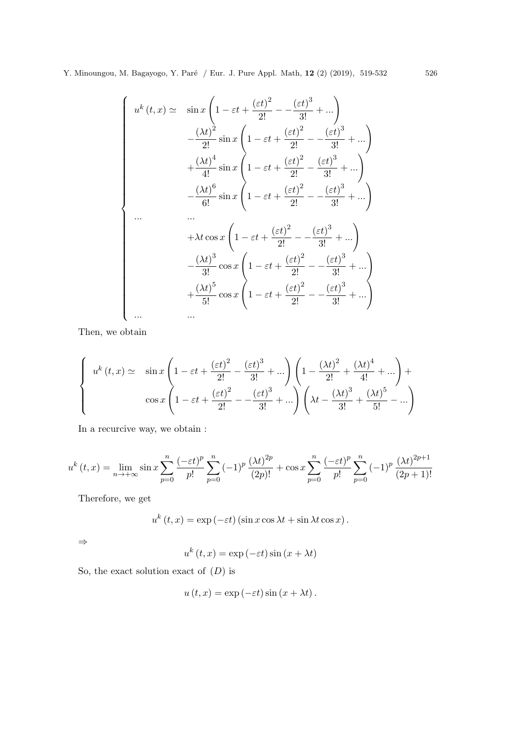$$
\begin{cases}
u^{k}\left(t,x\right)\simeq & \sin x\left(1-\varepsilon t+\dfrac{\left(\varepsilon t\right)^{2}}{2!}--\dfrac{\left(\varepsilon t\right)^{3}}{3!}+...\right)\\
 & -\dfrac{\left(\lambda t\right)^{2}}{2!}\sin x\left(1-\varepsilon t+\dfrac{\left(\varepsilon t\right)^{2}}{2!}--\dfrac{\left(\varepsilon t\right)^{3}}{3!}+...\right)\\
 & +\dfrac{\left(\lambda t\right)^{4}}{4!}\sin x\left(1-\varepsilon t+\dfrac{\left(\varepsilon t\right)^{2}}{2!}-\dfrac{\left(\varepsilon t\right)^{3}}{3!}+...\right)\\
 & -\dfrac{\left(\lambda t\right)^{6}}{6!}\sin x\left(1-\varepsilon t+\dfrac{\left(\varepsilon t\right)^{2}}{2!}--\dfrac{\left(\varepsilon t\right)^{3}}{3!}+...\right)\\
... & ...\\
 & +\lambda t\cos x\left(1-\varepsilon t+\dfrac{\left(\varepsilon t\right)^{2}}{2!}--\dfrac{\left(\varepsilon t\right)^{3}}{3!}+...\right)\\
 & -\dfrac{\left(\lambda t\right)^{3}}{3!}\cos x\left(1-\varepsilon t+\dfrac{\left(\varepsilon t\right)^{2}}{2!}--\dfrac{\left(\varepsilon t\right)^{3}}{3!}+...\right)\\
 & +\dfrac{\left(\lambda t\right)^{5}}{5!}\cos x\left(1-\varepsilon t+\dfrac{\left(\varepsilon t\right)^{2}}{2!}--\dfrac{\left(\varepsilon t\right)^{3}}{3!}+...\right)\\
... & ...
\end{cases}
$$

Then, we obtain

$$
\begin{cases}
u^{k}\left(t,x\right)\simeq & \sin x\left(1-\varepsilon t+\dfrac{\left(\varepsilon t\right)^{2}}{2!}-\dfrac{\left(\varepsilon t\right)^{3}}{3!}+...\right)\left(1-\dfrac{\left(\lambda t\right)^{2}}{2!}+\dfrac{\left(\lambda t\right)^{4}}{4!}+...\right)+\\
 & \cos x\left(1-\varepsilon t+\dfrac{\left(\varepsilon t\right)^{2}}{2!}--\dfrac{\left(\varepsilon t\right)^{3}}{3!}+...\right)\left(\lambda t-\dfrac{\left(\lambda t\right)^{3}}{3!}+\dfrac{\left(\lambda t\right)^{5}}{5!}-...\right)
\end{cases}
$$

In a recurcive way, we obtain :

$$
u^{k}\left(t,x\right)=\lim_{n\to+\infty}\sin x\sum_{p=0}^{n}\frac{\left(-\varepsilon t\right)^{p}}{p!}\sum_{p=0}^{n}\left(-1\right)^{p}\frac{\left(\lambda t\right)^{2p}}{\left(2p\right)!}+\cos x\sum_{p=0}^{n}\frac{\left(-\varepsilon t\right)^{p}}{p!}\sum_{p=0}^{n}\left(-1\right)^{p}\frac{\left(\lambda t\right)^{2p+1}}{\left(2p+1\right)!}
$$

Therefore, we get

$$
u^{k}\left(t,x\right)=\exp\left(-\varepsilon t\right)\left(\sin x\cos\lambda t+\sin\lambda t\cos x\right).
$$

$\Rightarrow$

$$
u^{k}\left(t,x\right)=\exp\left(-\varepsilon t\right)\sin\left(x+\lambda t\right)
$$

So, the exact solution exact of $(D)$ is

$$
u\left(t,x\right)=\exp\left(-\varepsilon t\right)\sin\left(x+\lambda t\right).
$$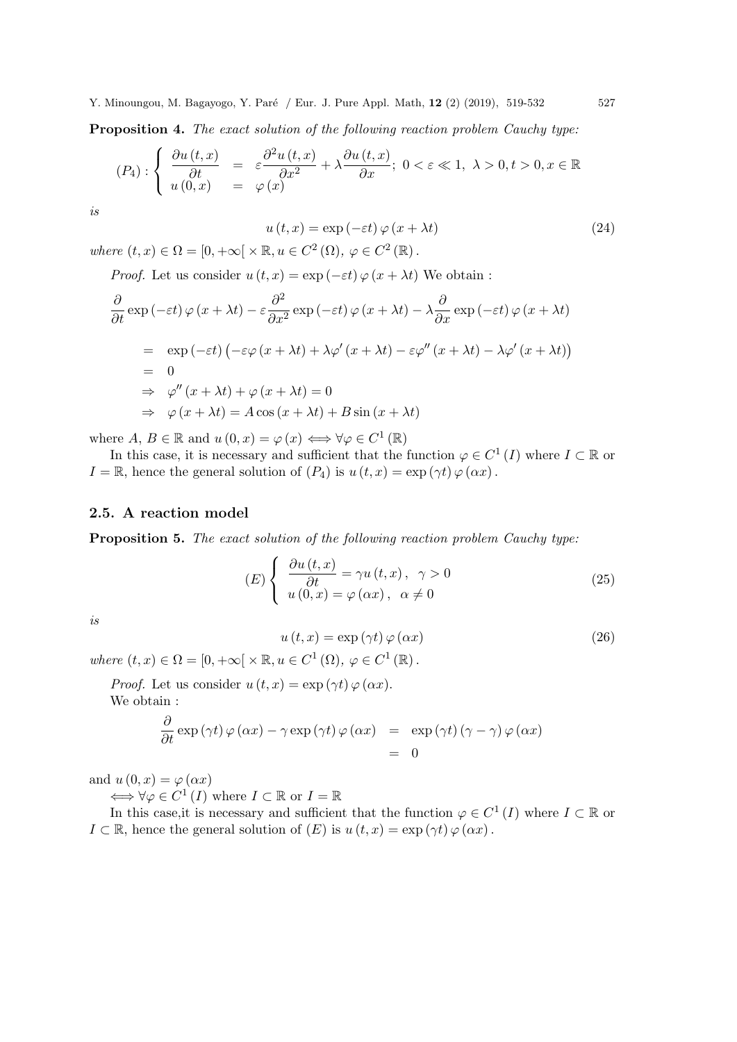**Proposition 4.** *The exact solution of the following reaction problem Cauchy type:*

$$(P_4):\left\{\begin{array}{rcl}\dfrac{\partial u(t,x)}{\partial t} & = & \varepsilon\dfrac{\partial^2 u(t,x)}{\partial x^2}+\lambda\dfrac{\partial u(t,x)}{\partial x};\ 0<\varepsilon\ll 1,\ \lambda>0, t>0, x\in\mathbb{R}\\ u(0,x) & = & \varphi(x)\end{array}\right.$$

*is*

$$u(t,x)=\exp(-\varepsilon t)\,\varphi(x+\lambda t) \tag{24}$$

*where* $(t,x)\in\Omega=[0,+\infty[\times\mathbb{R}, u\in C^2(\Omega),\ \varphi\in C^2(\mathbb{R})$.

*Proof.* Let us consider $u(t,x)=\exp(-\varepsilon t)\varphi(x+\lambda t)$ We obtain :

$$\frac{\partial}{\partial t}\exp(-\varepsilon t)\varphi(x+\lambda t)-\varepsilon\frac{\partial^2}{\partial x^2}\exp(-\varepsilon t)\varphi(x+\lambda t)-\lambda\frac{\partial}{\partial x}\exp(-\varepsilon t)\varphi(x+\lambda t)$$

$$\begin{aligned}&= \exp(-\varepsilon t)\left(-\varepsilon\varphi(x+\lambda t)+\lambda\varphi'(x+\lambda t)-\varepsilon\varphi''(x+\lambda t)-\lambda\varphi'(x+\lambda t)\right)\\ &= 0\\ &\Rightarrow \varphi''(x+\lambda t)+\varphi(x+\lambda t)=0\\ &\Rightarrow \varphi(x+\lambda t)=A\cos(x+\lambda t)+B\sin(x+\lambda t)\end{aligned}$$

where $A,\ B\in\mathbb{R}$ and $u(0,x)=\varphi(x)\Longleftrightarrow\forall\varphi\in C^1(\mathbb{R})$

In this case, it is necessary and sufficient that the function $\varphi\in C^1(I)$ where $I\subset\mathbb{R}$ or $I=\mathbb{R}$, hence the general solution of $(P_4)$ is $u(t,x)=\exp(\gamma t)\varphi(\alpha x)$.

## 2.5. A reaction model

**Proposition 5.** *The exact solution of the following reaction problem Cauchy type:*

$$(E)\left\{\begin{array}{l}\dfrac{\partial u(t,x)}{\partial t}=\gamma u(t,x),\quad\gamma>0\\ u(0,x)=\varphi(\alpha x),\quad\alpha\neq 0\end{array}\right. \tag{25}$$

*is*

$$u(t,x)=\exp(\gamma t)\,\varphi(\alpha x) \tag{26}$$

*where* $(t,x)\in\Omega=[0,+\infty[\times\mathbb{R}, u\in C^1(\Omega),\ \varphi\in C^1(\mathbb{R})$.

*Proof.* Let us consider $u(t,x)=\exp(\gamma t)\varphi(\alpha x)$.

We obtain :

$$\begin{aligned}\frac{\partial}{\partial t}\exp(\gamma t)\varphi(\alpha x)-\gamma\exp(\gamma t)\varphi(\alpha x) &= \exp(\gamma t)(\gamma-\gamma)\varphi(\alpha x)\\ &= 0\end{aligned}$$

and $u(0,x)=\varphi(\alpha x)$

$\Longleftrightarrow\forall\varphi\in C^1(I)$ where $I\subset\mathbb{R}$ or $I=\mathbb{R}$

In this case,it is necessary and sufficient that the function $\varphi\in C^1(I)$ where $I\subset\mathbb{R}$ or $I\subset\mathbb{R}$, hence the general solution of $(E)$ is $u(t,x)=\exp(\gamma t)\varphi(\alpha x)$.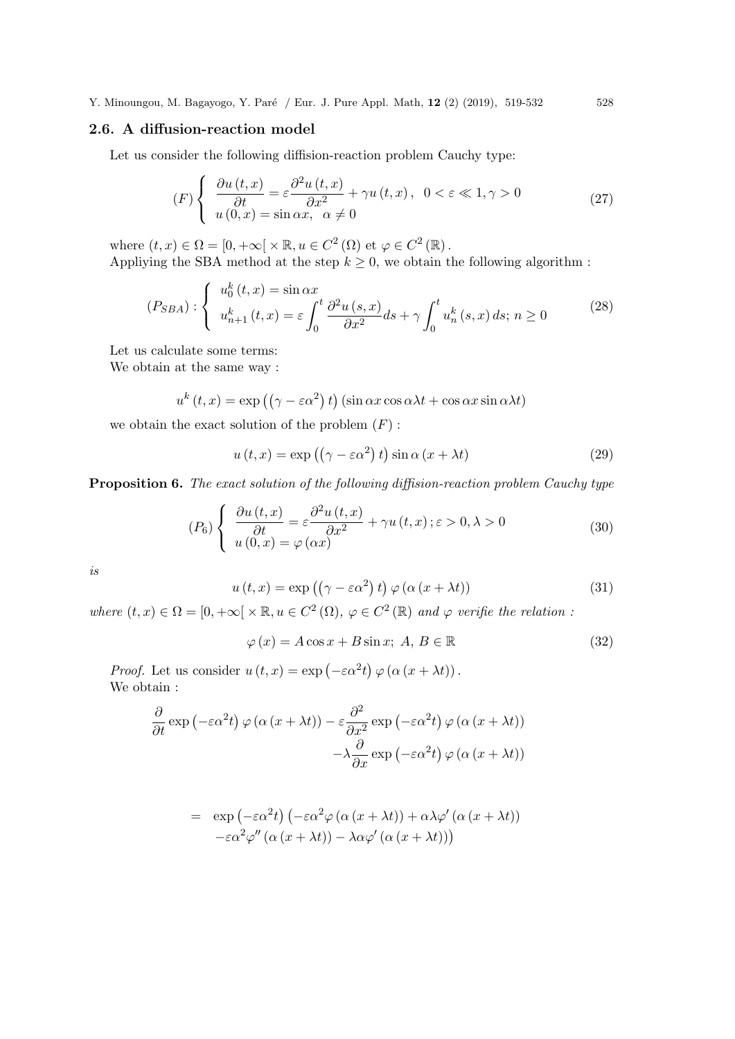### 2.6. A diffusion-reaction model

Let us consider the following diffision-reaction problem Cauchy type:

$$(F) \left\{ \begin{array}{l} \dfrac{\partial u(t,x)}{\partial t} = \varepsilon \dfrac{\partial^2 u(t,x)}{\partial x^2} + \gamma u(t,x), \quad 0 < \varepsilon \ll 1, \gamma > 0 \\ u(0,x) = \sin \alpha x, \quad \alpha \neq 0 \end{array} \right. \tag{27}$$

where $(t,x) \in \Omega = [0, +\infty[ \times \mathbb{R}, u \in C^2(\Omega)$ et $\varphi \in C^2(\mathbb{R})$.
Appliying the SBA method at the step $k \geq 0$, we obtain the following algorithm :

$$(P_{SBA}) : \left\{ \begin{array}{l} u_0^k(t,x) = \sin \alpha x \\ u_{n+1}^k(t,x) = \varepsilon \displaystyle\int_0^t \frac{\partial^2 u(s,x)}{\partial x^2} ds + \gamma \int_0^t u_n^k(s,x)\, ds; \; n \geq 0 \end{array} \right. \tag{28}$$

Let us calculate some terms:
We obtain at the same way :

$$u^k(t,x) = \exp\left(\left(\gamma - \varepsilon\alpha^2\right)t\right)(\sin \alpha x \cos \alpha \lambda t + \cos \alpha x \sin \alpha \lambda t)$$

we obtain the exact solution of the problem $(F)$ :

$$u(t,x) = \exp\left(\left(\gamma - \varepsilon\alpha^2\right)t\right) \sin \alpha (x + \lambda t) \tag{29}$$

**Proposition 6.** *The exact solution of the following diffision-reaction problem Cauchy type*

$$(P_6) \left\{ \begin{array}{l} \dfrac{\partial u(t,x)}{\partial t} = \varepsilon \dfrac{\partial^2 u(t,x)}{\partial x^2} + \gamma u(t,x); \varepsilon > 0, \lambda > 0 \\ u(0,x) = \varphi(\alpha x) \end{array} \right. \tag{30}$$

*is*

$$u(t,x) = \exp\left(\left(\gamma - \varepsilon\alpha^2\right)t\right) \varphi(\alpha(x + \lambda t)) \tag{31}$$

*where* $(t,x) \in \Omega = [0, +\infty[ \times \mathbb{R}, u \in C^2(\Omega)$, $\varphi \in C^2(\mathbb{R})$ *and* $\varphi$ *verifie the relation :*

$$\varphi(x) = A \cos x + B \sin x; \; A, \, B \in \mathbb{R} \tag{32}$$

*Proof.* Let us consider $u(t,x) = \exp\left(-\varepsilon\alpha^2 t\right) \varphi(\alpha(x + \lambda t))$.
We obtain :

$$\frac{\partial}{\partial t} \exp\left(-\varepsilon\alpha^2 t\right) \varphi(\alpha(x+\lambda t)) - \varepsilon \frac{\partial^2}{\partial x^2} \exp\left(-\varepsilon\alpha^2 t\right) \varphi(\alpha(x+\lambda t)) - \lambda \frac{\partial}{\partial x} \exp\left(-\varepsilon\alpha^2 t\right) \varphi(\alpha(x+\lambda t))$$

$$= \exp\left(-\varepsilon\alpha^2 t\right)\left(-\varepsilon\alpha^2 \varphi(\alpha(x+\lambda t)) + \alpha\lambda\varphi'(\alpha(x+\lambda t)) - \varepsilon\alpha^2\varphi''(\alpha(x+\lambda t)) - \lambda\alpha\varphi'(\alpha(x+\lambda t))\right)$$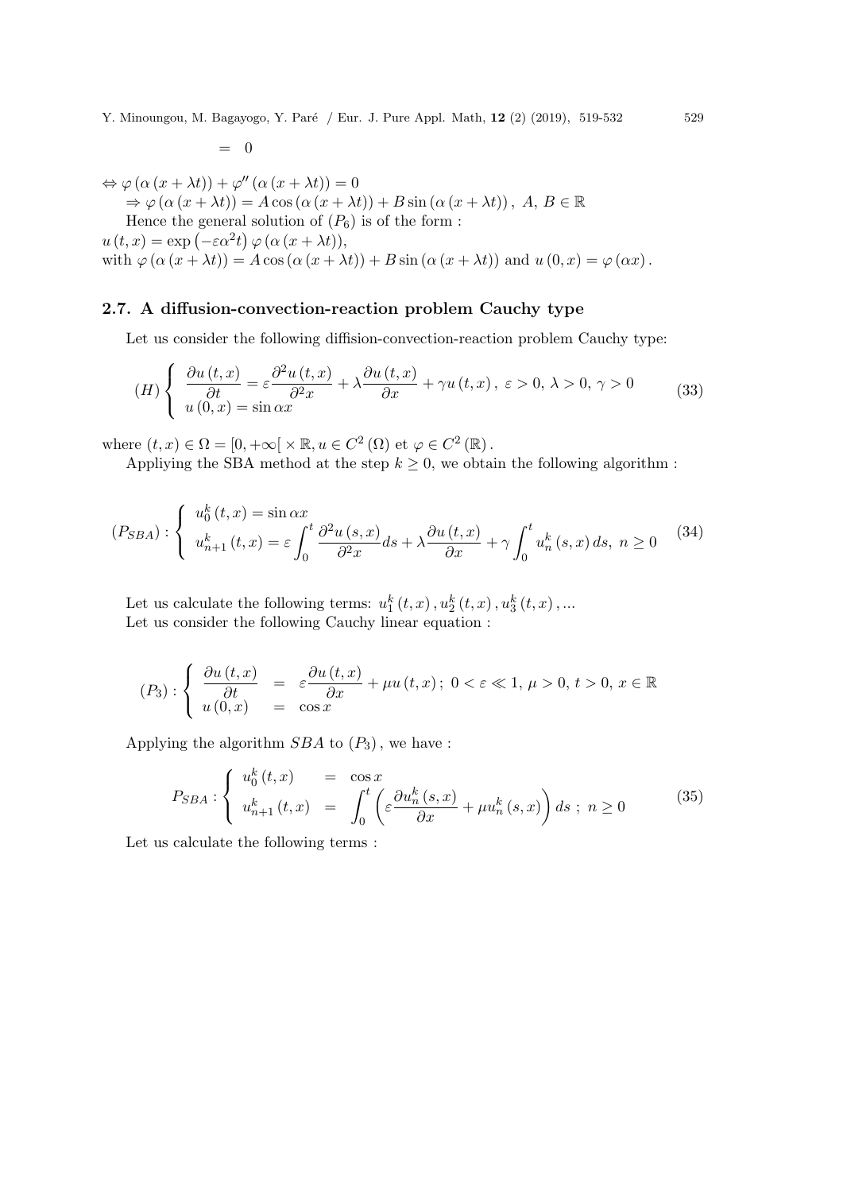$$= \quad 0$$

$\Leftrightarrow \varphi\left(\alpha\left(x+\lambda t\right)\right)+\varphi''\left(\alpha\left(x+\lambda t\right)\right)=0$

$\Rightarrow \varphi\left(\alpha\left(x+\lambda t\right)\right)=A\cos\left(\alpha\left(x+\lambda t\right)\right)+B\sin\left(\alpha\left(x+\lambda t\right)\right),\ A,\ B\in\mathbb{R}$

Hence the general solution of $(P_6)$ is of the form :

$u\left(t,x\right)=\exp\left(-\varepsilon\alpha^2 t\right)\varphi\left(\alpha\left(x+\lambda t\right)\right)$,

with $\varphi\left(\alpha\left(x+\lambda t\right)\right)=A\cos\left(\alpha\left(x+\lambda t\right)\right)+B\sin\left(\alpha\left(x+\lambda t\right)\right)$ and $u\left(0,x\right)=\varphi\left(\alpha x\right)$.

## 2.7. A diffusion-convection-reaction problem Cauchy type

Let us consider the following diffision-convection-reaction problem Cauchy type:

$$(H)\begin{cases} \dfrac{\partial u\left(t,x\right)}{\partial t}=\varepsilon\dfrac{\partial^2 u\left(t,x\right)}{\partial^2 x}+\lambda\dfrac{\partial u\left(t,x\right)}{\partial x}+\gamma u\left(t,x\right),\ \varepsilon>0,\ \lambda>0,\ \gamma>0 \\ u\left(0,x\right)=\sin\alpha x \end{cases} \tag{33}$$

where $(t,x)\in\Omega=[0,+\infty[\times\mathbb{R}, u\in C^2\left(\Omega\right)$ et $\varphi\in C^2\left(\mathbb{R}\right)$.

Appliying the SBA method at the step $k\geq 0$, we obtain the following algorithm :

$$(P_{SBA}):\begin{cases} u_0^k\left(t,x\right)=\sin\alpha x \\ u_{n+1}^k\left(t,x\right)=\varepsilon\displaystyle\int_0^t\frac{\partial^2 u\left(s,x\right)}{\partial^2 x}ds+\lambda\frac{\partial u\left(t,x\right)}{\partial x}+\gamma\int_0^t u_n^k\left(s,x\right)ds,\ n\geq 0 \end{cases} \tag{34}$$

Let us calculate the following terms: $u_1^k\left(t,x\right),u_2^k\left(t,x\right),u_3^k\left(t,x\right),...$

Let us consider the following Cauchy linear equation :

$$(P_3):\begin{cases} \dfrac{\partial u\left(t,x\right)}{\partial t} &= \varepsilon\dfrac{\partial u\left(t,x\right)}{\partial x}+\mu u\left(t,x\right);\ 0<\varepsilon\ll 1,\ \mu>0,\ t>0,\ x\in\mathbb{R} \\ u\left(0,x\right) &= \cos x \end{cases}$$

Applying the algorithm $SBA$ to $(P_3)$, we have :

$$P_{SBA}:\begin{cases} u_0^k\left(t,x\right) &= \cos x \\ u_{n+1}^k\left(t,x\right) &= \displaystyle\int_0^t\left(\varepsilon\frac{\partial u_n^k\left(s,x\right)}{\partial x}+\mu u_n^k\left(s,x\right)\right)ds\ ;\ n\geq 0 \end{cases} \tag{35}$$

Let us calculate the following terms :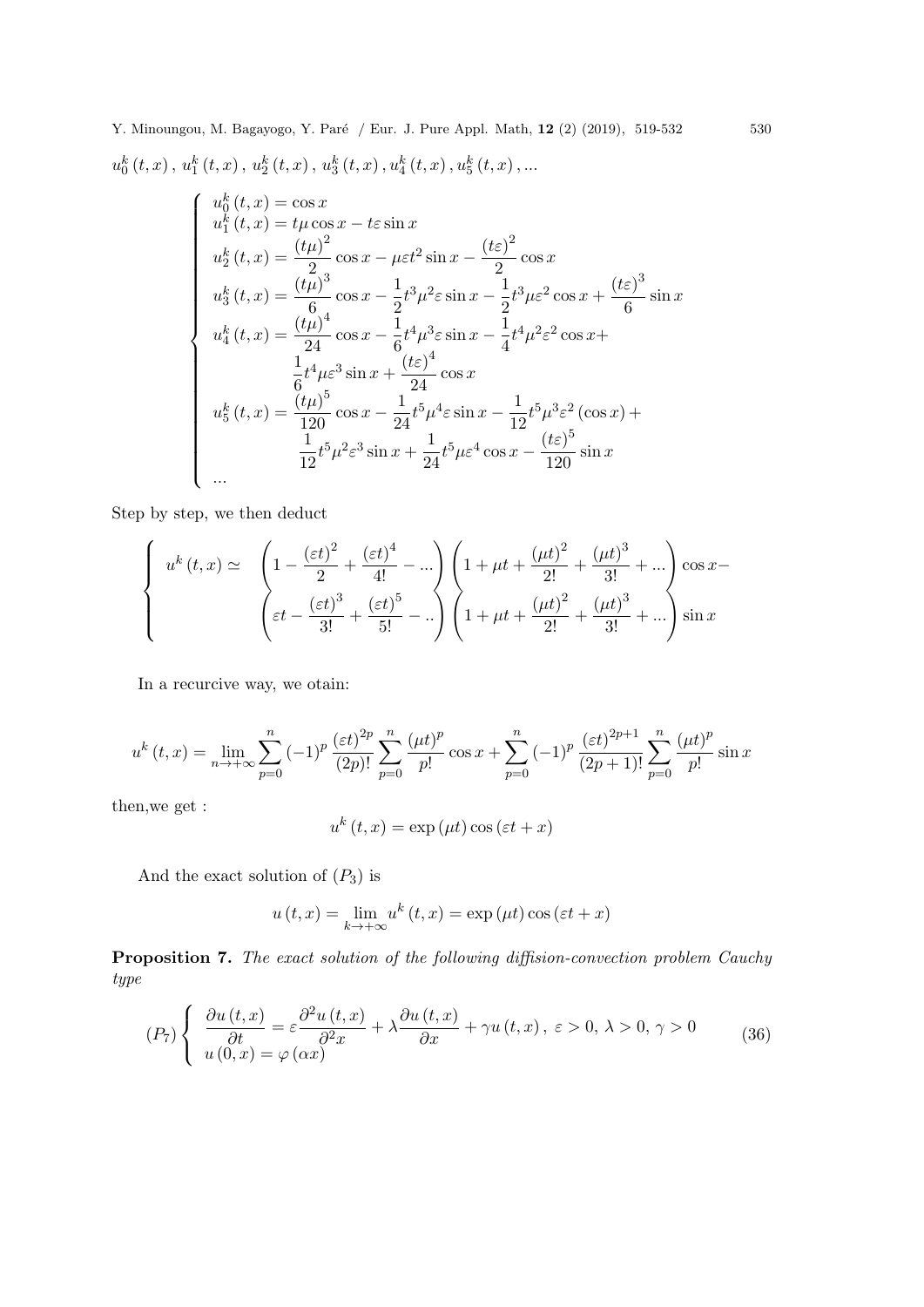$u_0^k(t,x)$, $u_1^k(t,x)$, $u_2^k(t,x)$, $u_3^k(t,x)$, $u_4^k(t,x)$, $u_5^k(t,x)$, ...

$$
\begin{cases}
u_0^k(t,x) = \cos x \\
u_1^k(t,x) = t\mu\cos x - t\varepsilon\sin x \\
u_2^k(t,x) = \dfrac{(t\mu)^2}{2}\cos x - \mu\varepsilon t^2\sin x - \dfrac{(t\varepsilon)^2}{2}\cos x \\
u_3^k(t,x) = \dfrac{(t\mu)^3}{6}\cos x - \dfrac{1}{2}t^3\mu^2\varepsilon\sin x - \dfrac{1}{2}t^3\mu\varepsilon^2\cos x + \dfrac{(t\varepsilon)^3}{6}\sin x \\
u_4^k(t,x) = \dfrac{(t\mu)^4}{24}\cos x - \dfrac{1}{6}t^4\mu^3\varepsilon\sin x - \dfrac{1}{4}t^4\mu^2\varepsilon^2\cos x + \\
\qquad \dfrac{1}{6}t^4\mu\varepsilon^3\sin x + \dfrac{(t\varepsilon)^4}{24}\cos x \\
u_5^k(t,x) = \dfrac{(t\mu)^5}{120}\cos x - \dfrac{1}{24}t^5\mu^4\varepsilon\sin x - \dfrac{1}{12}t^5\mu^3\varepsilon^2(\cos x) + \\
\qquad \dfrac{1}{12}t^5\mu^2\varepsilon^3\sin x + \dfrac{1}{24}t^5\mu\varepsilon^4\cos x - \dfrac{(t\varepsilon)^5}{120}\sin x \\
...
\end{cases}
$$

Step by step, we then deduct

$$
\begin{cases}
u^k(t,x) \simeq & \left(1 - \dfrac{(\varepsilon t)^2}{2} + \dfrac{(\varepsilon t)^4}{4!} - ...\right)\left(1 + \mu t + \dfrac{(\mu t)^2}{2!} + \dfrac{(\mu t)^3}{3!} + ...\right)\cos x - \\
& \left(\varepsilon t - \dfrac{(\varepsilon t)^3}{3!} + \dfrac{(\varepsilon t)^5}{5!} - ..\right)\left(1 + \mu t + \dfrac{(\mu t)^2}{2!} + \dfrac{(\mu t)^3}{3!} + ...\right)\sin x
\end{cases}
$$

In a recurcive way, we otain:

$$
u^k(t,x) = \lim_{n\to+\infty}\sum_{p=0}^{n}(-1)^p\frac{(\varepsilon t)^{2p}}{(2p)!}\sum_{p=0}^{n}\frac{(\mu t)^p}{p!}\cos x + \sum_{p=0}^{n}(-1)^p\frac{(\varepsilon t)^{2p+1}}{(2p+1)!}\sum_{p=0}^{n}\frac{(\mu t)^p}{p!}\sin x
$$

then,we get :

$$
u^k(t,x) = \exp(\mu t)\cos(\varepsilon t + x)
$$

And the exact solution of $(P_3)$ is

$$
u(t,x) = \lim_{k\to+\infty}u^k(t,x) = \exp(\mu t)\cos(\varepsilon t + x)
$$

**Proposition 7.** *The exact solution of the following diffision-convection problem Cauchy type*

$$
(P_7)\begin{cases}
\dfrac{\partial u(t,x)}{\partial t} = \varepsilon\dfrac{\partial^2 u(t,x)}{\partial^2 x} + \lambda\dfrac{\partial u(t,x)}{\partial x} + \gamma u(t,x),\ \varepsilon > 0,\ \lambda > 0,\ \gamma > 0 \\
u(0,x) = \varphi(\alpha x)
\end{cases} \tag{36}
$$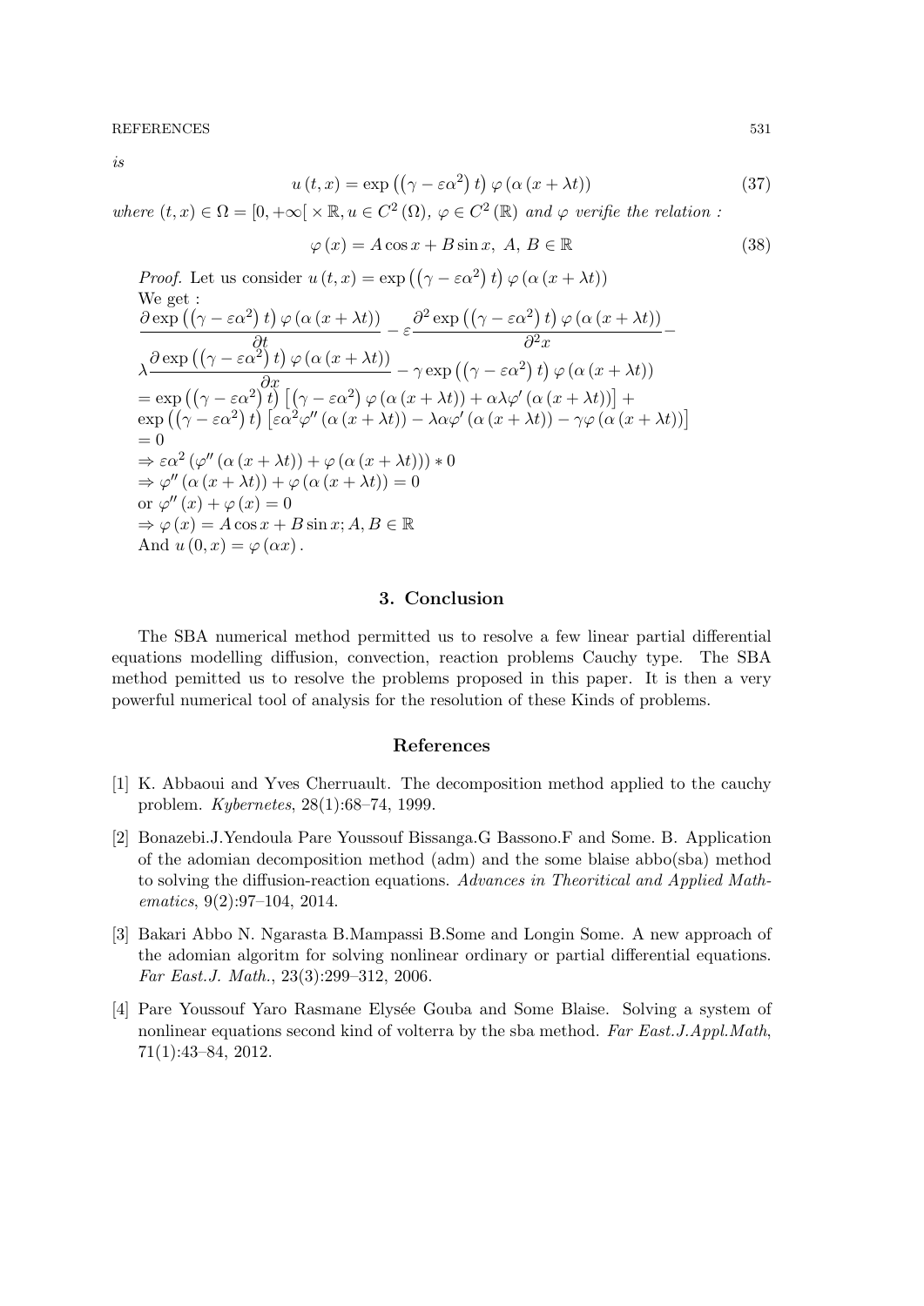*is*

$$u(t,x) = \exp\left(\left(\gamma - \varepsilon\alpha^2\right)t\right)\varphi\left(\alpha\left(x + \lambda t\right)\right) \tag{37}$$

*where* $(t,x) \in \Omega = [0, +\infty[ \times \mathbb{R}, u \in C^2(\Omega),\ \varphi \in C^2(\mathbb{R})$ *and* $\varphi$ *verifie the relation :*

$$\varphi(x) = A\cos x + B\sin x,\ A,\ B \in \mathbb{R} \tag{38}$$

*Proof.* Let us consider $u(t,x) = \exp\left(\left(\gamma - \varepsilon\alpha^2\right)t\right)\varphi\left(\alpha\left(x + \lambda t\right)\right)$

We get :

$\dfrac{\partial \exp\left(\left(\gamma - \varepsilon\alpha^2\right)t\right)\varphi\left(\alpha\left(x + \lambda t\right)\right)}{\partial t} - \varepsilon\dfrac{\partial^2 \exp\left(\left(\gamma - \varepsilon\alpha^2\right)t\right)\varphi\left(\alpha\left(x + \lambda t\right)\right)}{\partial^2 x} -$

$\lambda\dfrac{\partial \exp\left(\left(\gamma - \varepsilon\alpha^2\right)t\right)\varphi\left(\alpha\left(x + \lambda t\right)\right)}{\partial x} - \gamma\exp\left(\left(\gamma - \varepsilon\alpha^2\right)t\right)\varphi\left(\alpha\left(x + \lambda t\right)\right)$

$= \exp\left(\left(\gamma - \varepsilon\alpha^2\right)t\right)\left[\left(\gamma - \varepsilon\alpha^2\right)\varphi\left(\alpha\left(x + \lambda t\right)\right) + \alpha\lambda\varphi'\left(\alpha\left(x + \lambda t\right)\right)\right] +$

$\exp\left(\left(\gamma - \varepsilon\alpha^2\right)t\right)\left[\varepsilon\alpha^2\varphi''\left(\alpha\left(x + \lambda t\right)\right) - \lambda\alpha\varphi'\left(\alpha\left(x + \lambda t\right)\right) - \gamma\varphi\left(\alpha\left(x + \lambda t\right)\right)\right]$

$= 0$

$\Rightarrow \varepsilon\alpha^2\left(\varphi''\left(\alpha\left(x + \lambda t\right)\right) + \varphi\left(\alpha\left(x + \lambda t\right)\right)\right) * 0$

$\Rightarrow \varphi''\left(\alpha\left(x + \lambda t\right)\right) + \varphi\left(\alpha\left(x + \lambda t\right)\right) = 0$

or $\varphi''(x) + \varphi(x) = 0$

$\Rightarrow \varphi(x) = A\cos x + B\sin x; A, B \in \mathbb{R}$

And $u(0,x) = \varphi(\alpha x)$.

## 3. Conclusion

The SBA numerical method permitted us to resolve a few linear partial differential equations modelling diffusion, convection, reaction problems Cauchy type. The SBA method pemitted us to resolve the problems proposed in this paper. It is then a very powerful numerical tool of analysis for the resolution of these Kinds of problems.

## References

[1] K. Abbaoui and Yves Cherruault. The decomposition method applied to the cauchy problem. *Kybernetes*, 28(1):68–74, 1999.

[2] Bonazebi.J.Yendoula Pare Youssouf Bissanga.G Bassono.F and Some. B. Application of the adomian decomposition method (adm) and the some blaise abbo(sba) method to solving the diffusion-reaction equations. *Advances in Theoritical and Applied Mathematics*, 9(2):97–104, 2014.

[3] Bakari Abbo N. Ngarasta B.Mampassi B.Some and Longin Some. A new approach of the adomian algoritm for solving nonlinear ordinary or partial differential equations. *Far East.J. Math.*, 23(3):299–312, 2006.

[4] Pare Youssouf Yaro Rasmane Elysée Gouba and Some Blaise. Solving a system of nonlinear equations second kind of volterra by the sba method. *Far East.J.Appl.Math*, 71(1):43–84, 2012.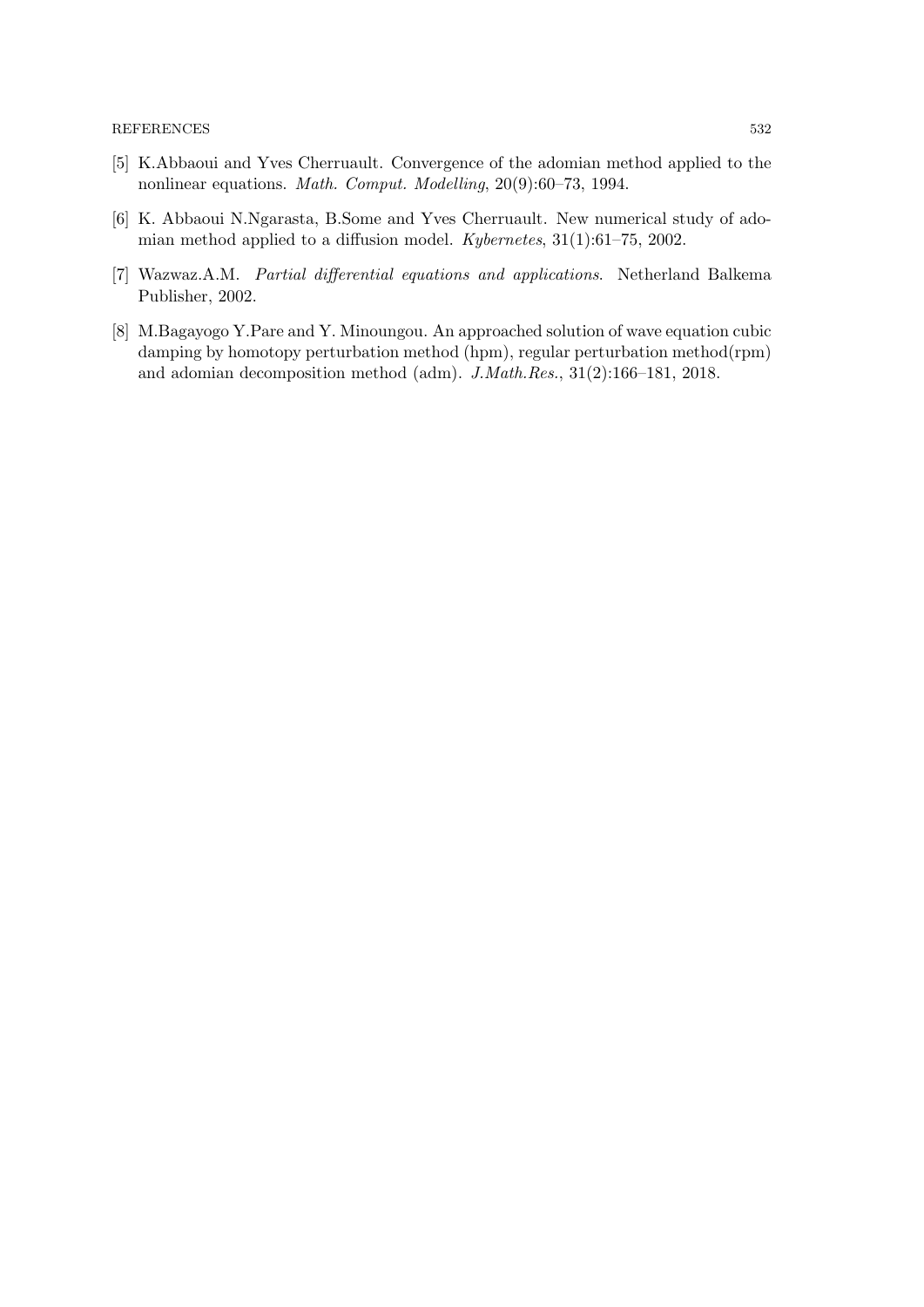[5] K.Abbaoui and Yves Cherruault. Convergence of the adomian method applied to the nonlinear equations. *Math. Comput. Modelling*, 20(9):60–73, 1994.

[6] K. Abbaoui N.Ngarasta, B.Some and Yves Cherruault. New numerical study of adomian method applied to a diffusion model. *Kybernetes*, 31(1):61–75, 2002.

[7] Wazwaz.A.M. *Partial differential equations and applications*. Netherland Balkema Publisher, 2002.

[8] M.Bagayogo Y.Pare and Y. Minoungou. An approached solution of wave equation cubic damping by homotopy perturbation method (hpm), regular perturbation method(rpm) and adomian decomposition method (adm). *J.Math.Res.*, 31(2):166–181, 2018.